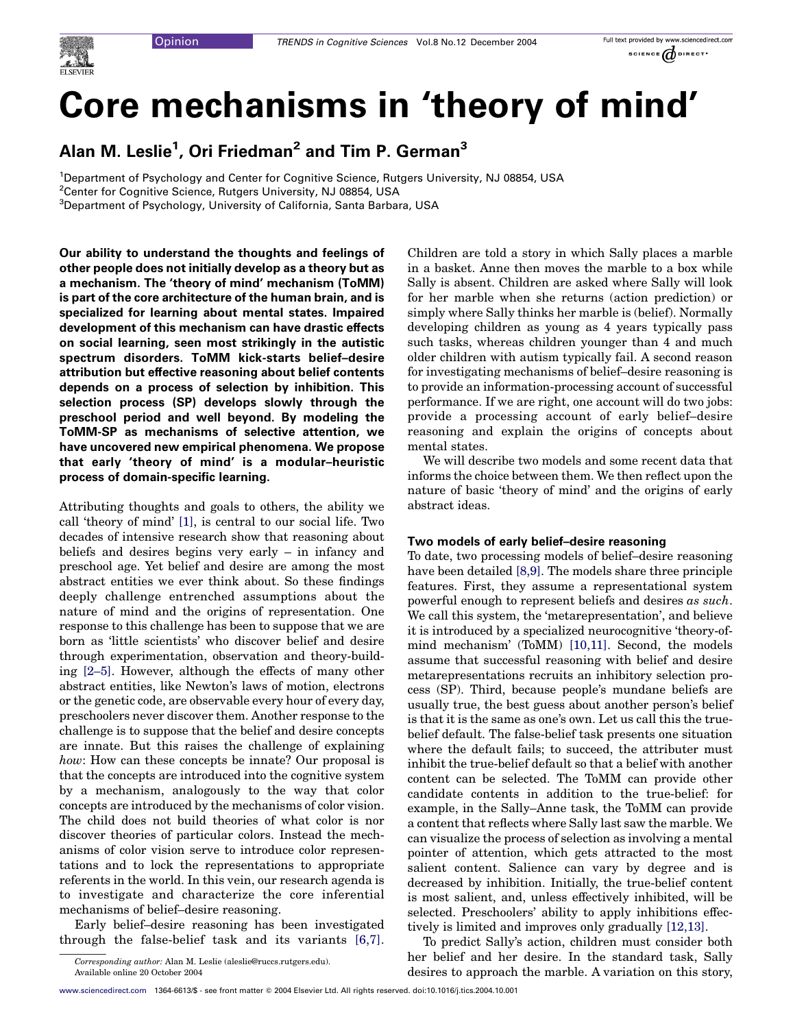Opinion

# Core mechanisms in 'theory of mind'

**Alan M. Leslie[1], Ori Friedman[2] and Tim P. German[3]**

[1]Department of Psychology and Center for Cognitive Science, Rutgers University, NJ 08854, USA
[2]Center for Cognitive Science, Rutgers University, NJ 08854, USA
[3]Department of Psychology, University of California, Santa Barbara, USA

**Our ability to understand the thoughts and feelings of other people does not initially develop as a theory but as a mechanism. The 'theory of mind' mechanism (ToMM) is part of the core architecture of the human brain, and is specialized for learning about mental states. Impaired development of this mechanism can have drastic effects on social learning, seen most strikingly in the autistic spectrum disorders. ToMM kick-starts belief–desire attribution but effective reasoning about belief contents depends on a process of selection by inhibition. This selection process (SP) develops slowly through the preschool period and well beyond. By modeling the ToMM-SP as mechanisms of selective attention, we have uncovered new empirical phenomena. We propose that early 'theory of mind' is a modular–heuristic process of domain-specific learning.**

Attributing thoughts and goals to others, the ability we call 'theory of mind' [1], is central to our social life. Two decades of intensive research show that reasoning about beliefs and desires begins very early – in infancy and preschool age. Yet belief and desire are among the most abstract entities we ever think about. So these findings deeply challenge entrenched assumptions about the nature of mind and the origins of representation. One response to this challenge has been to suppose that we are born as 'little scientists' who discover belief and desire through experimentation, observation and theory-building [2–5]. However, although the effects of many other abstract entities, like Newton's laws of motion, electrons or the genetic code, are observable every hour of every day, preschoolers never discover them. Another response to the challenge is to suppose that the belief and desire concepts are innate. But this raises the challenge of explaining *how*: How can these concepts be innate? Our proposal is that the concepts are introduced into the cognitive system by a mechanism, analogously to the way that color concepts are introduced by the mechanisms of color vision. The child does not build theories of what color is nor discover theories of particular colors. Instead the mechanisms of color vision serve to introduce color representations and to lock the representations to appropriate referents in the world. In this vein, our research agenda is to investigate and characterize the core inferential mechanisms of belief–desire reasoning.

Early belief–desire reasoning has been investigated through the false-belief task and its variants [6,7]. Children are told a story in which Sally places a marble in a basket. Anne then moves the marble to a box while Sally is absent. Children are asked where Sally will look for her marble when she returns (action prediction) or simply where Sally thinks her marble is (belief). Normally developing children as young as 4 years typically pass such tasks, whereas children younger than 4 and much older children with autism typically fail. A second reason for investigating mechanisms of belief–desire reasoning is to provide an information-processing account of successful performance. If we are right, one account will do two jobs: provide a processing account of early belief–desire reasoning and explain the origins of concepts about mental states.

We will describe two models and some recent data that informs the choice between them. We then reflect upon the nature of basic 'theory of mind' and the origins of early abstract ideas.

## Two models of early belief–desire reasoning

To date, two processing models of belief–desire reasoning have been detailed [8,9]. The models share three principle features. First, they assume a representational system powerful enough to represent beliefs and desires *as such*. We call this system, the 'metarepresentation', and believe it is introduced by a specialized neurocognitive 'theory-of-mind mechanism' (ToMM) [10,11]. Second, the models assume that successful reasoning with belief and desire metarepresentations recruits an inhibitory selection process (SP). Third, because people's mundane beliefs are usually true, the best guess about another person's belief is that it is the same as one's own. Let us call this the true-belief default. The false-belief task presents one situation where the default fails; to succeed, the attributer must inhibit the true-belief default so that a belief with another content can be selected. The ToMM can provide other candidate contents in addition to the true-belief: for example, in the Sally–Anne task, the ToMM can provide a content that reflects where Sally last saw the marble. We can visualize the process of selection as involving a mental pointer of attention, which gets attracted to the most salient content. Salience can vary by degree and is decreased by inhibition. Initially, the true-belief content is most salient, and, unless effectively inhibited, will be selected. Preschoolers' ability to apply inhibitions effectively is limited and improves only gradually [12,13].

To predict Sally's action, children must consider both her belief and her desire. In the standard task, Sally desires to approach the marble. A variation on this story,

*Corresponding author:* Alan M. Leslie (aleslie@ruccs.rutgers.edu).
Available online 20 October 2004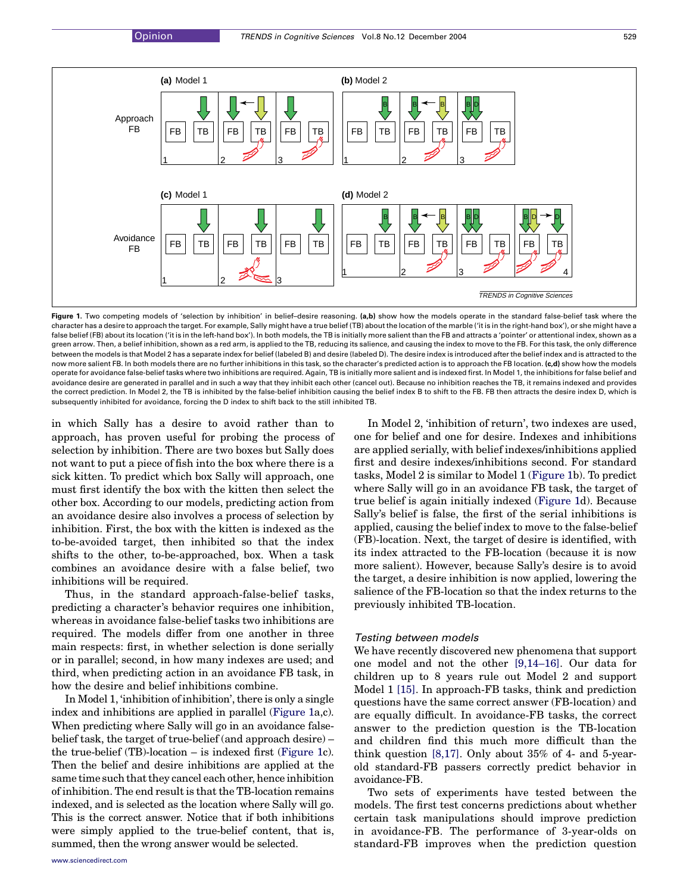**Figure 1.** Two competing models of 'selection by inhibition' in belief–desire reasoning. **(a,b)** show how the models operate in the standard false-belief task where the character has a desire to approach the target. For example, Sally might have a true belief (TB) about the location of the marble ('it is in the right-hand box'), or she might have a false belief (FB) about its location ('it is in the left-hand box'). In both models, the TB is initially more salient than the FB and attracts a 'pointer' or attentional index, shown as a green arrow. Then, a belief inhibition, shown as a red arm, is applied to the TB, reducing its salience, and causing the index to move to the FB. For this task, the only difference between the models is that Model 2 has a separate index for belief (labeled B) and desire (labeled D). The desire index is introduced after the belief index and is attracted to the now more salient FB. In both models there are no further inhibitions in this task, so the character's predicted action is to approach the FB location. **(c,d)** show how the models operate for avoidance false-belief tasks where two inhibitions are required. Again, TB is initially more salient and is indexed first. In Model 1, the inhibitions for false belief and avoidance desire are generated in parallel and in such a way that they inhibit each other (cancel out). Because no inhibition reaches the TB, it remains indexed and provides the correct prediction. In Model 2, the TB is inhibited by the false-belief inhibition causing the belief index B to shift to the FB. FB then attracts the desire index D, which is subsequently inhibited for avoidance, forcing the D index to shift back to the still inhibited TB.

in which Sally has a desire to avoid rather than to approach, has proven useful for probing the process of selection by inhibition. There are two boxes but Sally does not want to put a piece of fish into the box where there is a sick kitten. To predict which box Sally will approach, one must first identify the box with the kitten then select the other box. According to our models, predicting action from an avoidance desire also involves a process of selection by inhibition. First, the box with the kitten is indexed as the to-be-avoided target, then inhibited so that the index shifts to the other, to-be-approached, box. When a task combines an avoidance desire with a false belief, two inhibitions will be required.

Thus, in the standard approach-false-belief tasks, predicting a character's behavior requires one inhibition, whereas in avoidance false-belief tasks two inhibitions are required. The models differ from one another in three main respects: first, in whether selection is done serially or in parallel; second, in how many indexes are used; and third, when predicting action in an avoidance FB task, in how the desire and belief inhibitions combine.

In Model 1, 'inhibition of inhibition', there is only a single index and inhibitions are applied in parallel (Figure 1a,c). When predicting where Sally will go in an avoidance false-belief task, the target of true-belief (and approach desire) – the true-belief (TB)-location – is indexed first (Figure 1c). Then the belief and desire inhibitions are applied at the same time such that they cancel each other, hence inhibition of inhibition. The end result is that the TB-location remains indexed, and is selected as the location where Sally will go. This is the correct answer. Notice that if both inhibitions were simply applied to the true-belief content, that is, summed, then the wrong answer would be selected.

In Model 2, 'inhibition of return', two indexes are used, one for belief and one for desire. Indexes and inhibitions are applied serially, with belief indexes/inhibitions applied first and desire indexes/inhibitions second. For standard tasks, Model 2 is similar to Model 1 (Figure 1b). To predict where Sally will go in an avoidance FB task, the target of true belief is again initially indexed (Figure 1d). Because Sally's belief is false, the first of the serial inhibitions is applied, causing the belief index to move to the false-belief (FB)-location. Next, the target of desire is identified, with its index attracted to the FB-location (because it is now more salient). However, because Sally's desire is to avoid the target, a desire inhibition is now applied, lowering the salience of the FB-location so that the index returns to the previously inhibited TB-location.

### Testing between models

We have recently discovered new phenomena that support one model and not the other [9,14–16]. Our data for children up to 8 years rule out Model 2 and support Model 1 [15]. In approach-FB tasks, think and prediction questions have the same correct answer (FB-location) and are equally difficult. In avoidance-FB tasks, the correct answer to the prediction question is the TB-location and children find this much more difficult than the think question [8,17]. Only about 35% of 4- and 5-year-old standard-FB passers correctly predict behavior in avoidance-FB.

Two sets of experiments have tested between the models. The first test concerns predictions about whether certain task manipulations should improve prediction in avoidance-FB. The performance of 3-year-olds on standard-FB improves when the prediction question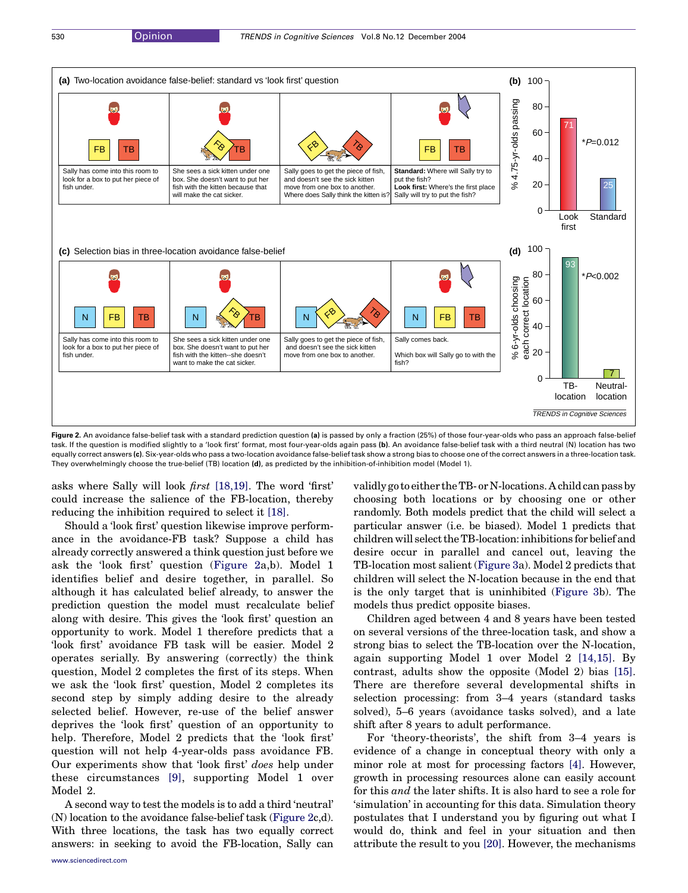**Figure 2.** An avoidance false-belief task with a standard prediction question **(a)** is passed by only a fraction (25%) of those four-year-olds who pass an approach false-belief task. If the question is modified slightly to a 'look first' format, most four-year-olds again pass **(b)**. An avoidance false-belief task with a third neutral (N) location has two equally correct answers **(c)**. Six-year-olds who pass a two-location avoidance false-belief task show a strong bias to choose one of the correct answers in a three-location task. They overwhelmingly choose the true-belief (TB) location **(d)**, as predicted by the inhibition-of-inhibition model (Model 1).

asks where Sally will look *first* [18,19]. The word 'first' could increase the salience of the FB-location, thereby reducing the inhibition required to select it [18].

Should a 'look first' question likewise improve performance in the avoidance-FB task? Suppose a child has already correctly answered a think question just before we ask the 'look first' question (Figure 2a,b). Model 1 identifies belief and desire together, in parallel. So although it has calculated belief already, to answer the prediction question the model must recalculate belief along with desire. This gives the 'look first' question an opportunity to work. Model 1 therefore predicts that a 'look first' avoidance FB task will be easier. Model 2 operates serially. By answering (correctly) the think question, Model 2 completes the first of its steps. When we ask the 'look first' question, Model 2 completes its second step by simply adding desire to the already selected belief. However, re-use of the belief answer deprives the 'look first' question of an opportunity to help. Therefore, Model 2 predicts that the 'look first' question will not help 4-year-olds pass avoidance FB. Our experiments show that 'look first' *does* help under these circumstances [9], supporting Model 1 over Model 2.

A second way to test the models is to add a third 'neutral' (N) location to the avoidance false-belief task (Figure 2c,d). With three locations, the task has two equally correct answers: in seeking to avoid the FB-location, Sally can validly go to either the TB- or N-locations. A child can pass by choosing both locations or by choosing one or other randomly. Both models predict that the child will select a particular answer (i.e. be biased). Model 1 predicts that children will select the TB-location: inhibitions for belief and desire occur in parallel and cancel out, leaving the TB-location most salient (Figure 3a). Model 2 predicts that children will select the N-location because in the end that is the only target that is uninhibited (Figure 3b). The models thus predict opposite biases.

Children aged between 4 and 8 years have been tested on several versions of the three-location task, and show a strong bias to select the TB-location over the N-location, again supporting Model 1 over Model 2 [14,15]. By contrast, adults show the opposite (Model 2) bias [15]. There are therefore several developmental shifts in selection processing: from 3–4 years (standard tasks solved), 5–6 years (avoidance tasks solved), and a late shift after 8 years to adult performance.

For 'theory-theorists', the shift from 3–4 years is evidence of a change in conceptual theory with only a minor role at most for processing factors [4]. However, growth in processing resources alone can easily account for this *and* the later shifts. It is also hard to see a role for 'simulation' in accounting for this data. Simulation theory postulates that I understand you by figuring out what I would do, think and feel in your situation and then attribute the result to you [20]. However, the mechanisms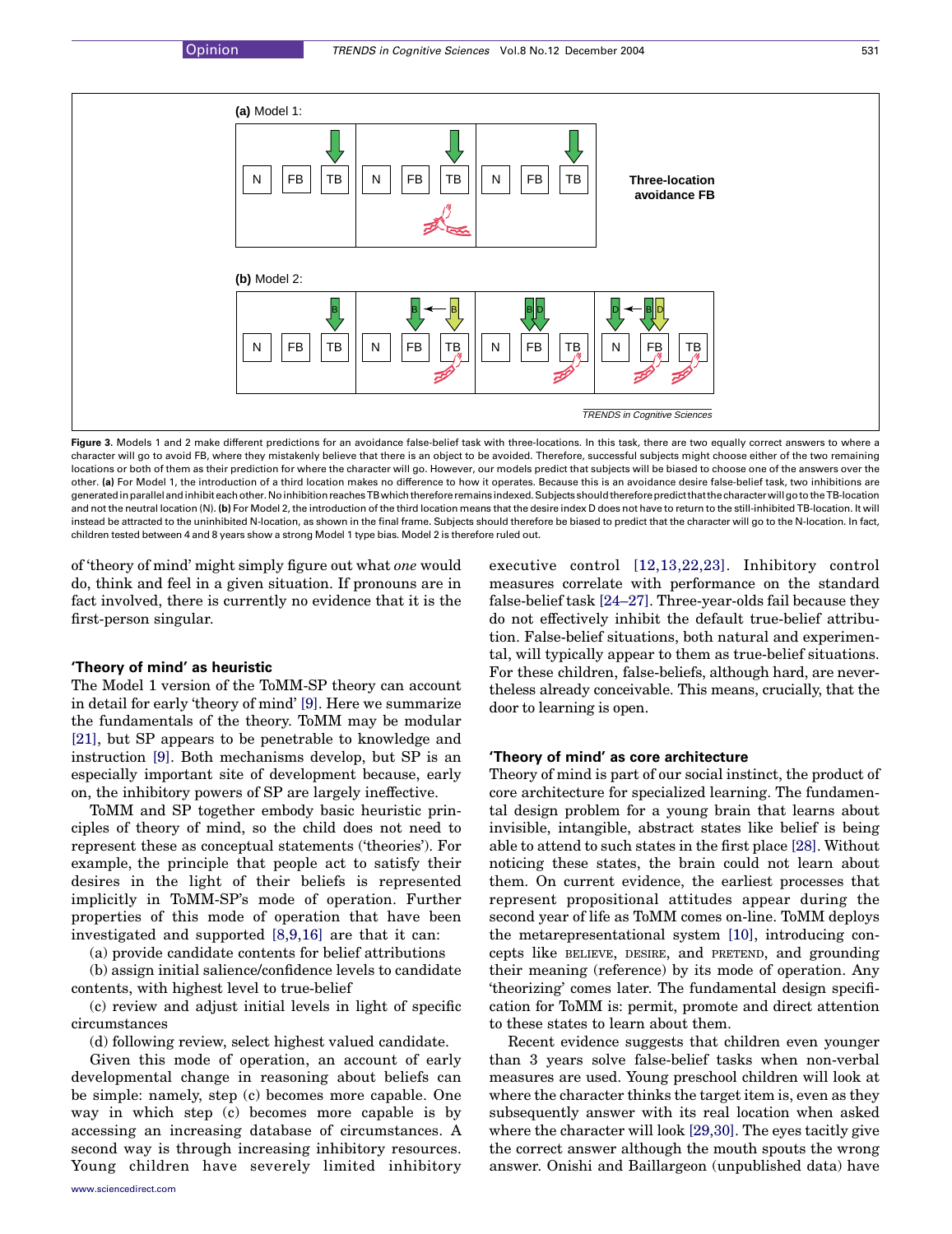**Figure 3.** Models 1 and 2 make different predictions for an avoidance false-belief task with three-locations. In this task, there are two equally correct answers to where a character will go to avoid FB, where they mistakenly believe that there is an object to be avoided. Therefore, successful subjects might choose either of the two remaining locations or both of them as their prediction for where the character will go. However, our models predict that subjects will be biased to choose one of the answers over the other. **(a)** For Model 1, the introduction of a third location makes no difference to how it operates. Because this is an avoidance desire false-belief task, two inhibitions are generated in parallel and inhibit each other. No inhibition reaches TB which therefore remains indexed. Subjects should therefore predict that the character will go to the TB-location and not the neutral location (N). **(b)** For Model 2, the introduction of the third location means that the desire index D does not have to return to the still-inhibited TB-location. It will instead be attracted to the uninhibited N-location, as shown in the final frame. Subjects should therefore be biased to predict that the character will go to the N-location. In fact, children tested between 4 and 8 years show a strong Model 1 type bias. Model 2 is therefore ruled out.

of 'theory of mind' might simply figure out what *one* would do, think and feel in a given situation. If pronouns are in fact involved, there is currently no evidence that it is the first-person singular.

## 'Theory of mind' as heuristic

The Model 1 version of the ToMM-SP theory can account in detail for early 'theory of mind' [9]. Here we summarize the fundamentals of the theory. ToMM may be modular [21], but SP appears to be penetrable to knowledge and instruction [9]. Both mechanisms develop, but SP is an especially important site of development because, early on, the inhibitory powers of SP are largely ineffective.

ToMM and SP together embody basic heuristic principles of theory of mind, so the child does not need to represent these as conceptual statements ('theories'). For example, the principle that people act to satisfy their desires in the light of their beliefs is represented implicitly in ToMM-SP's mode of operation. Further properties of this mode of operation that have been investigated and supported [8,9,16] are that it can:

(a) provide candidate contents for belief attributions

(b) assign initial salience/confidence levels to candidate contents, with highest level to true-belief

(c) review and adjust initial levels in light of specific circumstances

(d) following review, select highest valued candidate.

Given this mode of operation, an account of early developmental change in reasoning about beliefs can be simple: namely, step (c) becomes more capable. One way in which step (c) becomes more capable is by accessing an increasing database of circumstances. A second way is through increasing inhibitory resources. Young children have severely limited inhibitory executive control [12,13,22,23]. Inhibitory control measures correlate with performance on the standard false-belief task [24–27]. Three-year-olds fail because they do not effectively inhibit the default true-belief attribution. False-belief situations, both natural and experimental, will typically appear to them as true-belief situations. For these children, false-beliefs, although hard, are nevertheless already conceivable. This means, crucially, that the door to learning is open.

## 'Theory of mind' as core architecture

Theory of mind is part of our social instinct, the product of core architecture for specialized learning. The fundamental design problem for a young brain that learns about invisible, intangible, abstract states like belief is being able to attend to such states in the first place [28]. Without noticing these states, the brain could not learn about them. On current evidence, the earliest processes that represent propositional attitudes appear during the second year of life as ToMM comes on-line. ToMM deploys the metarepresentational system [10], introducing concepts like BELIEVE, DESIRE, and PRETEND, and grounding their meaning (reference) by its mode of operation. Any 'theorizing' comes later. The fundamental design specification for ToMM is: permit, promote and direct attention to these states to learn about them.

Recent evidence suggests that children even younger than 3 years solve false-belief tasks when non-verbal measures are used. Young preschool children will look at where the character thinks the target item is, even as they subsequently answer with its real location when asked where the character will look [29,30]. The eyes tacitly give the correct answer although the mouth spouts the wrong answer. Onishi and Baillargeon (unpublished data) have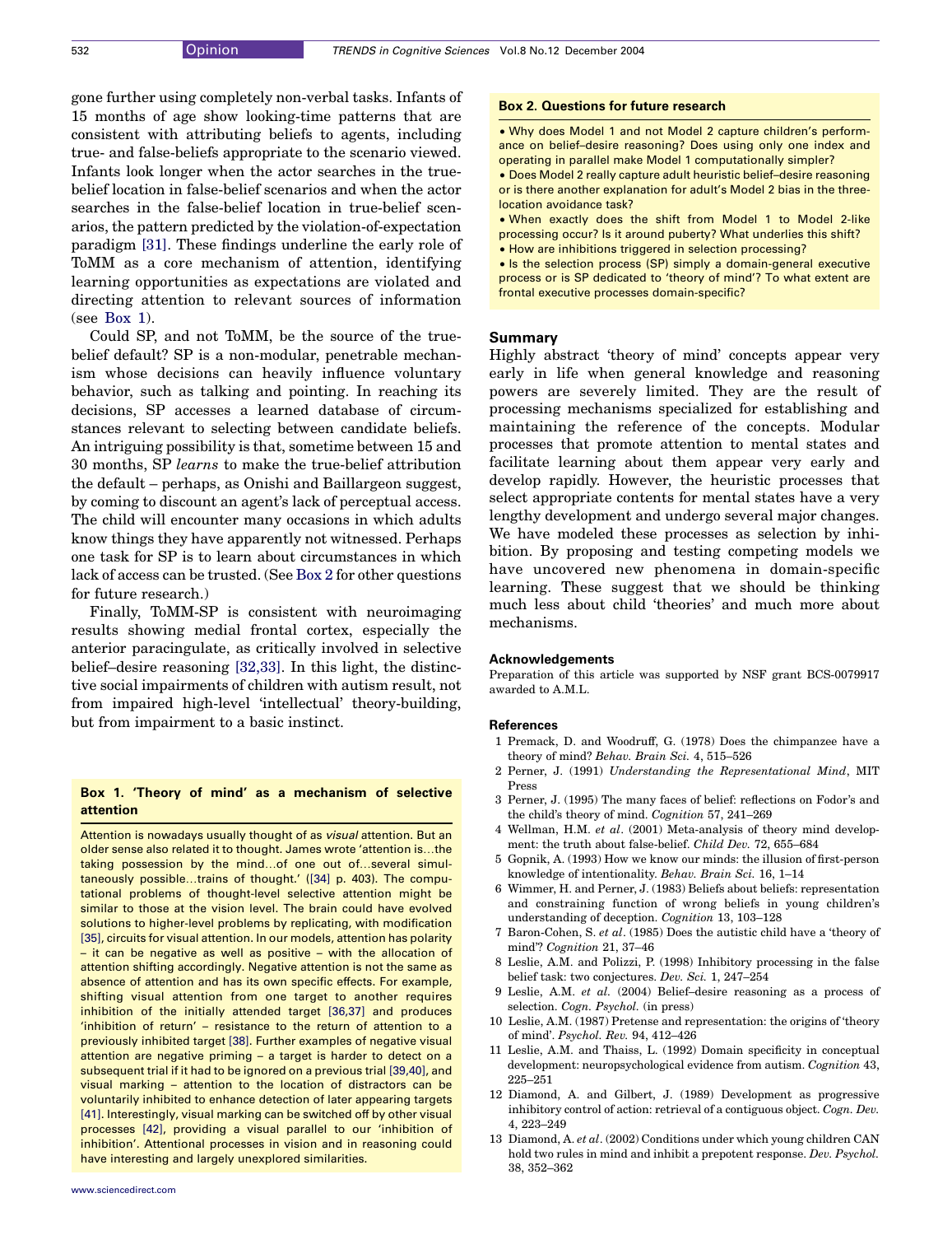gone further using completely non-verbal tasks. Infants of 15 months of age show looking-time patterns that are consistent with attributing beliefs to agents, including true- and false-beliefs appropriate to the scenario viewed. Infants look longer when the actor searches in the true-belief location in false-belief scenarios and when the actor searches in the false-belief location in true-belief scenarios, the pattern predicted by the violation-of-expectation paradigm [31]. These findings underline the early role of ToMM as a core mechanism of attention, identifying learning opportunities as expectations are violated and directing attention to relevant sources of information (see Box 1).

Could SP, and not ToMM, be the source of the true-belief default? SP is a non-modular, penetrable mechanism whose decisions can heavily influence voluntary behavior, such as talking and pointing. In reaching its decisions, SP accesses a learned database of circumstances relevant to selecting between candidate beliefs. An intriguing possibility is that, sometime between 15 and 30 months, SP *learns* to make the true-belief attribution the default – perhaps, as Onishi and Baillargeon suggest, by coming to discount an agent's lack of perceptual access. The child will encounter many occasions in which adults know things they have apparently not witnessed. Perhaps one task for SP is to learn about circumstances in which lack of access can be trusted. (See Box 2 for other questions for future research.)

Finally, ToMM-SP is consistent with neuroimaging results showing medial frontal cortex, especially the anterior paracingulate, as critically involved in selective belief–desire reasoning [32,33]. In this light, the distinctive social impairments of children with autism result, not from impaired high-level 'intellectual' theory-building, but from impairment to a basic instinct.

### Box 1. 'Theory of mind' as a mechanism of selective attention

Attention is nowadays usually thought of as *visual* attention. But an older sense also related it to thought. James wrote 'attention is…the taking possession by the mind…of one out of…several simultaneously possible…trains of thought.' ([34] p. 403). The computational problems of thought-level selective attention might be similar to those at the vision level. The brain could have evolved solutions to higher-level problems by replicating, with modification [35], circuits for visual attention. In our models, attention has polarity – it can be negative as well as positive – with the allocation of attention shifting accordingly. Negative attention is not the same as absence of attention and has its own specific effects. For example, shifting visual attention from one target to another requires inhibition of the initially attended target [36,37] and produces 'inhibition of return' – resistance to the return of attention to a previously inhibited target [38]. Further examples of negative visual attention are negative priming – a target is harder to detect on a subsequent trial if it had to be ignored on a previous trial [39,40], and visual marking – attention to the location of distractors can be voluntarily inhibited to enhance detection of later appearing targets [41]. Interestingly, visual marking can be switched off by other visual processes [42], providing a visual parallel to our 'inhibition of inhibition'. Attentional processes in vision and in reasoning could have interesting and largely unexplored similarities.

### Box 2. Questions for future research

- Why does Model 1 and not Model 2 capture children's performance on belief–desire reasoning? Does using only one index and operating in parallel make Model 1 computationally simpler?
- Does Model 2 really capture adult heuristic belief–desire reasoning or is there another explanation for adult's Model 2 bias in the three-location avoidance task?
- When exactly does the shift from Model 1 to Model 2-like processing occur? Is it around puberty? What underlies this shift?
- How are inhibitions triggered in selection processing?
- Is the selection process (SP) simply a domain-general executive process or is SP dedicated to 'theory of mind'? To what extent are frontal executive processes domain-specific?

## Summary

Highly abstract 'theory of mind' concepts appear very early in life when general knowledge and reasoning powers are severely limited. They are the result of processing mechanisms specialized for establishing and maintaining the reference of the concepts. Modular processes that promote attention to mental states and facilitate learning about them appear very early and develop rapidly. However, the heuristic processes that select appropriate contents for mental states have a very lengthy development and undergo several major changes. We have modeled these processes as selection by inhibition. By proposing and testing competing models we have uncovered new phenomena in domain-specific learning. These suggest that we should be thinking much less about child 'theories' and much more about mechanisms.

## Acknowledgements

Preparation of this article was supported by NSF grant BCS-0079917 awarded to A.M.L.

## References

1 Premack, D. and Woodruff, G. (1978) Does the chimpanzee have a theory of mind? *Behav. Brain Sci.* 4, 515–526

2 Perner, J. (1991) *Understanding the Representational Mind*, MIT Press

3 Perner, J. (1995) The many faces of belief: reflections on Fodor's and the child's theory of mind. *Cognition* 57, 241–269

4 Wellman, H.M. *et al*. (2001) Meta-analysis of theory mind development: the truth about false-belief. *Child Dev.* 72, 655–684

5 Gopnik, A. (1993) How we know our minds: the illusion of first-person knowledge of intentionality. *Behav. Brain Sci.* 16, 1–14

6 Wimmer, H. and Perner, J. (1983) Beliefs about beliefs: representation and constraining function of wrong beliefs in young children's understanding of deception. *Cognition* 13, 103–128

7 Baron-Cohen, S. *et al*. (1985) Does the autistic child have a 'theory of mind'? *Cognition* 21, 37–46

8 Leslie, A.M. and Polizzi, P. (1998) Inhibitory processing in the false belief task: two conjectures. *Dev. Sci.* 1, 247–254

9 Leslie, A.M. *et al.* (2004) Belief–desire reasoning as a process of selection. *Cogn. Psychol.* (in press)

10 Leslie, A.M. (1987) Pretense and representation: the origins of 'theory of mind'. *Psychol. Rev.* 94, 412–426

11 Leslie, A.M. and Thaiss, L. (1992) Domain specificity in conceptual development: neuropsychological evidence from autism. *Cognition* 43, 225–251

12 Diamond, A. and Gilbert, J. (1989) Development as progressive inhibitory control of action: retrieval of a contiguous object. *Cogn. Dev.* 4, 223–249

13 Diamond, A. *et al*. (2002) Conditions under which young children CAN hold two rules in mind and inhibit a prepotent response. *Dev. Psychol.* 38, 352–362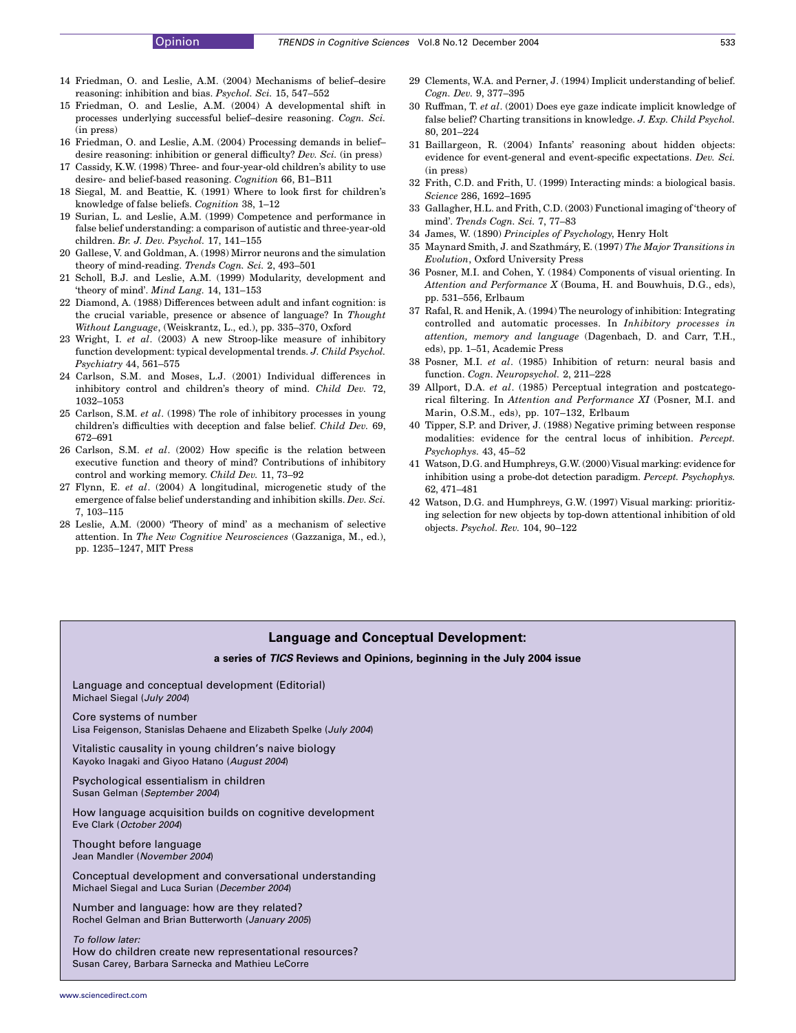14 Friedman, O. and Leslie, A.M. (2004) Mechanisms of belief–desire reasoning: inhibition and bias. *Psychol. Sci.* 15, 547–552

15 Friedman, O. and Leslie, A.M. (2004) A developmental shift in processes underlying successful belief–desire reasoning. *Cogn. Sci.* (in press)

16 Friedman, O. and Leslie, A.M. (2004) Processing demands in belief–desire reasoning: inhibition or general difficulty? *Dev. Sci.* (in press)

17 Cassidy, K.W. (1998) Three- and four-year-old children's ability to use desire- and belief-based reasoning. *Cognition* 66, B1–B11

18 Siegal, M. and Beattie, K. (1991) Where to look first for children's knowledge of false beliefs. *Cognition* 38, 1–12

19 Surian, L. and Leslie, A.M. (1999) Competence and performance in false belief understanding: a comparison of autistic and three-year-old children. *Br. J. Dev. Psychol.* 17, 141–155

20 Gallese, V. and Goldman, A. (1998) Mirror neurons and the simulation theory of mind-reading. *Trends Cogn. Sci.* 2, 493–501

21 Scholl, B.J. and Leslie, A.M. (1999) Modularity, development and 'theory of mind'. *Mind Lang.* 14, 131–153

22 Diamond, A. (1988) Differences between adult and infant cognition: is the crucial variable, presence or absence of language? In *Thought Without Language*, (Weiskrantz, L., ed.), pp. 335–370, Oxford

23 Wright, I. *et al*. (2003) A new Stroop-like measure of inhibitory function development: typical developmental trends. *J. Child Psychol. Psychiatry* 44, 561–575

24 Carlson, S.M. and Moses, L.J. (2001) Individual differences in inhibitory control and children's theory of mind. *Child Dev.* 72, 1032–1053

25 Carlson, S.M. *et al*. (1998) The role of inhibitory processes in young children's difficulties with deception and false belief. *Child Dev.* 69, 672–691

26 Carlson, S.M. *et al*. (2002) How specific is the relation between executive function and theory of mind? Contributions of inhibitory control and working memory. *Child Dev.* 11, 73–92

27 Flynn, E. *et al*. (2004) A longitudinal, microgenetic study of the emergence of false belief understanding and inhibition skills. *Dev. Sci.* 7, 103–115

28 Leslie, A.M. (2000) 'Theory of mind' as a mechanism of selective attention. In *The New Cognitive Neurosciences* (Gazzaniga, M., ed.), pp. 1235–1247, MIT Press

29 Clements, W.A. and Perner, J. (1994) Implicit understanding of belief. *Cogn. Dev.* 9, 377–395

30 Ruffman, T. *et al*. (2001) Does eye gaze indicate implicit knowledge of false belief? Charting transitions in knowledge. *J. Exp. Child Psychol.* 80, 201–224

31 Baillargeon, R. (2004) Infants' reasoning about hidden objects: evidence for event-general and event-specific expectations. *Dev. Sci.* (in press)

32 Frith, C.D. and Frith, U. (1999) Interacting minds: a biological basis. *Science* 286, 1692–1695

33 Gallagher, H.L. and Frith, C.D. (2003) Functional imaging of 'theory of mind'. *Trends Cogn. Sci.* 7, 77–83

34 James, W. (1890) *Principles of Psychology*, Henry Holt

35 Maynard Smith, J. and Szathmáry, E. (1997) *The Major Transitions in Evolution*, Oxford University Press

36 Posner, M.I. and Cohen, Y. (1984) Components of visual orienting. In *Attention and Performance X* (Bouma, H. and Bouwhuis, D.G., eds), pp. 531–556, Erlbaum

37 Rafal, R. and Henik, A. (1994) The neurology of inhibition: Integrating controlled and automatic processes. In *Inhibitory processes in attention, memory and language* (Dagenbach, D. and Carr, T.H., eds), pp. 1–51, Academic Press

38 Posner, M.I. *et al*. (1985) Inhibition of return: neural basis and function. *Cogn. Neuropsychol.* 2, 211–228

39 Allport, D.A. *et al*. (1985) Perceptual integration and postcategorical filtering. In *Attention and Performance XI* (Posner, M.I. and Marin, O.S.M., eds), pp. 107–132, Erlbaum

40 Tipper, S.P. and Driver, J. (1988) Negative priming between response modalities: evidence for the central locus of inhibition. *Percept. Psychophys.* 43, 45–52

41 Watson, D.G. and Humphreys, G.W. (2000) Visual marking: evidence for inhibition using a probe-dot detection paradigm. *Percept. Psychophys.* 62, 471–481

42 Watson, D.G. and Humphreys, G.W. (1997) Visual marking: prioritizing selection for new objects by top-down attentional inhibition of old objects. *Psychol. Rev.* 104, 90–122

## Language and Conceptual Development:

**a series of *TICS* Reviews and Opinions, beginning in the July 2004 issue**

Language and conceptual development (Editorial)
Michael Siegal (*July 2004*)

Core systems of number
Lisa Feigenson, Stanislas Dehaene and Elizabeth Spelke (*July 2004*)

Vitalistic causality in young children's naive biology
Kayoko Inagaki and Giyoo Hatano (*August 2004*)

Psychological essentialism in children
Susan Gelman (*September 2004*)

How language acquisition builds on cognitive development
Eve Clark (*October 2004*)

Thought before language
Jean Mandler (*November 2004*)

Conceptual development and conversational understanding
Michael Siegal and Luca Surian (*December 2004*)

Number and language: how are they related?
Rochel Gelman and Brian Butterworth (*January 2005*)

*To follow later:*
How do children create new representational resources?
Susan Carey, Barbara Sarnecka and Mathieu LeCorre